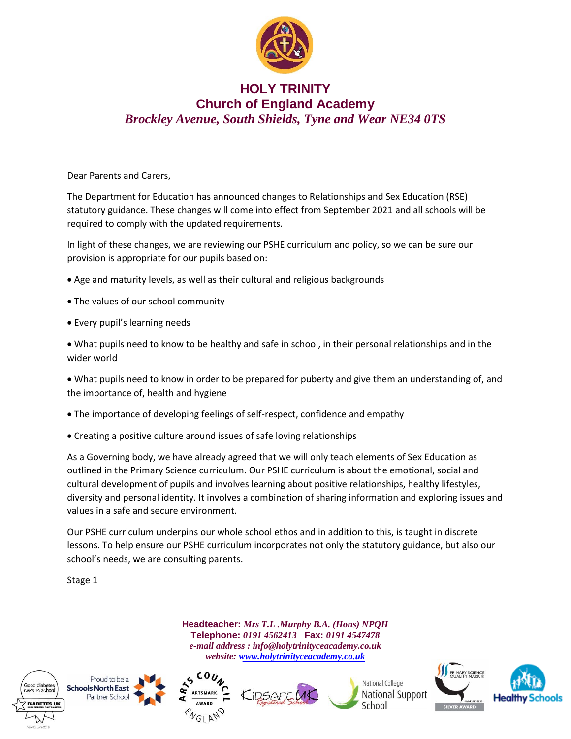# HOLY TRINITY
## Church of England Academy
*Brockley Avenue, South Shields, Tyne and Wear NE34 0TS*

Dear Parents and Carers,

The Department for Education has announced changes to Relationships and Sex Education (RSE) statutory guidance. These changes will come into effect from September 2021 and all schools will be required to comply with the updated requirements.

In light of these changes, we are reviewing our PSHE curriculum and policy, so we can be sure our provision is appropriate for our pupils based on:

- Age and maturity levels, as well as their cultural and religious backgrounds
- The values of our school community
- Every pupil's learning needs
- What pupils need to know to be healthy and safe in school, in their personal relationships and in the wider world
- What pupils need to know in order to be prepared for puberty and give them an understanding of, and the importance of, health and hygiene
- The importance of developing feelings of self-respect, confidence and empathy
- Creating a positive culture around issues of safe loving relationships

As a Governing body, we have already agreed that we will only teach elements of Sex Education as outlined in the Primary Science curriculum. Our PSHE curriculum is about the emotional, social and cultural development of pupils and involves learning about positive relationships, healthy lifestyles, diversity and personal identity. It involves a combination of sharing information and exploring issues and values in a safe and secure environment.

Our PSHE curriculum underpins our whole school ethos and in addition to this, is taught in discrete lessons. To help ensure our PSHE curriculum incorporates not only the statutory guidance, but also our school's needs, we are consulting parents.

Stage 1

**Headteacher:** *Mrs T.L .Murphy B.A. (Hons) NPQH*
**Telephone:** *0191 4562413* **Fax:** *0191 4547478*
*e-mail address : info@holytrinityceacademy.co.uk*
*website: www.holytrinityceacademy.co.uk*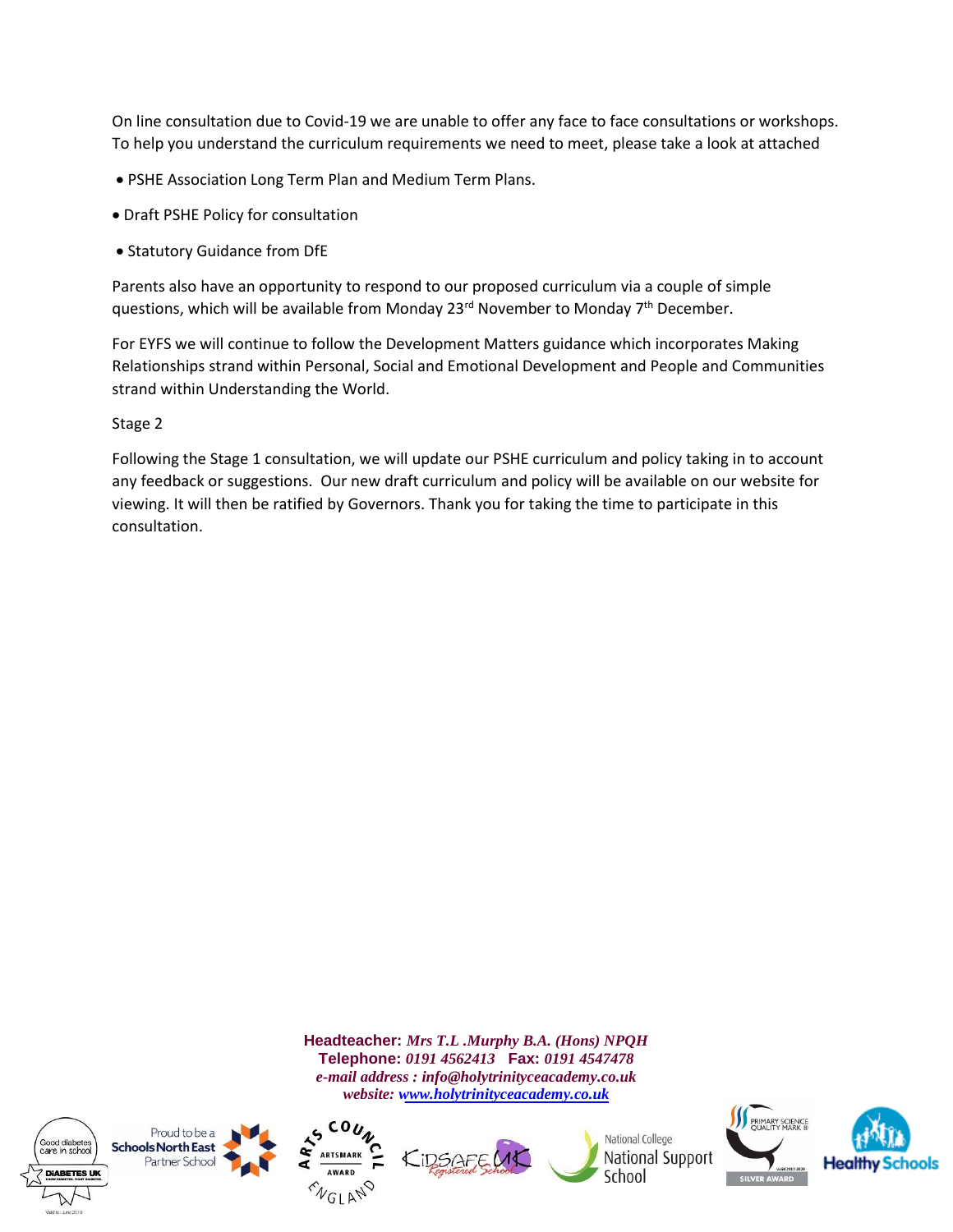On line consultation due to Covid-19 we are unable to offer any face to face consultations or workshops. To help you understand the curriculum requirements we need to meet, please take a look at attached

- PSHE Association Long Term Plan and Medium Term Plans.
- Draft PSHE Policy for consultation
- Statutory Guidance from DfE

Parents also have an opportunity to respond to our proposed curriculum via a couple of simple questions, which will be available from Monday 23rd November to Monday 7th December.

For EYFS we will continue to follow the Development Matters guidance which incorporates Making Relationships strand within Personal, Social and Emotional Development and People and Communities strand within Understanding the World.

Stage 2

Following the Stage 1 consultation, we will update our PSHE curriculum and policy taking in to account any feedback or suggestions. Our new draft curriculum and policy will be available on our website for viewing. It will then be ratified by Governors. Thank you for taking the time to participate in this consultation.

**Headteacher:** *Mrs T.L .Murphy B.A. (Hons) NPQH*
**Telephone:** *0191 4562413* **Fax:** *0191 4547478*
*e-mail address : info@holytrinityceacademy.co.uk*
*website: www.holytrinityceacademy.co.uk*